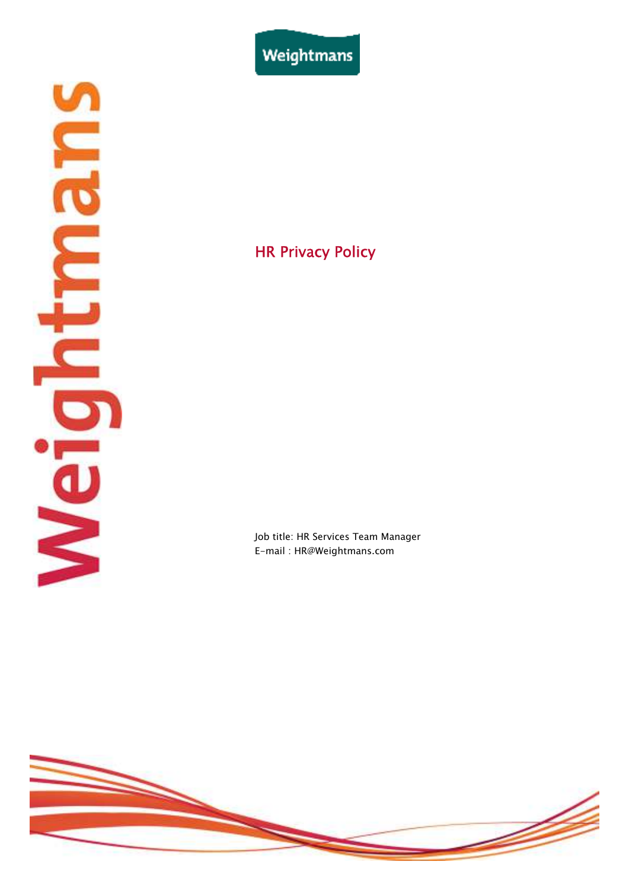Weightmans

# HR Privacy Policy

Job title: HR Services Team Manager
E-mail : HR@Weightmans.com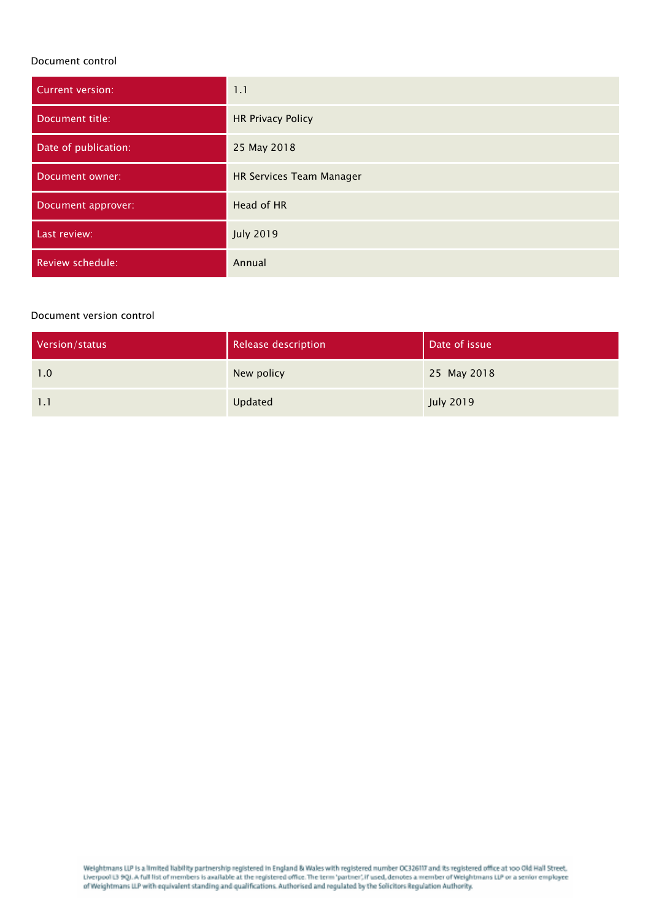Document control

| Current version: | 1.1 |
|---|---|
| Document title: | HR Privacy Policy |
| Date of publication: | 25 May 2018 |
| Document owner: | HR Services Team Manager |
| Document approver: | Head of HR |
| Last review: | July 2019 |
| Review schedule: | Annual |

Document version control

| Version/status | Release description | Date of issue |
|---|---|---|
| 1.0 | New policy | 25 May 2018 |
| 1.1 | Updated | July 2019 |

Weightmans LLP is a limited liability partnership registered in England & Wales with registered number OC326117 and its registered office at 100 Old Hall Street, Liverpool L3 9QJ. A full list of members is available at the registered office. The term 'partner', if used, denotes a member of Weightmans LLP or a senior employee of Weightmans LLP with equivalent standing and qualifications. Authorised and regulated by the Solicitors Regulation Authority.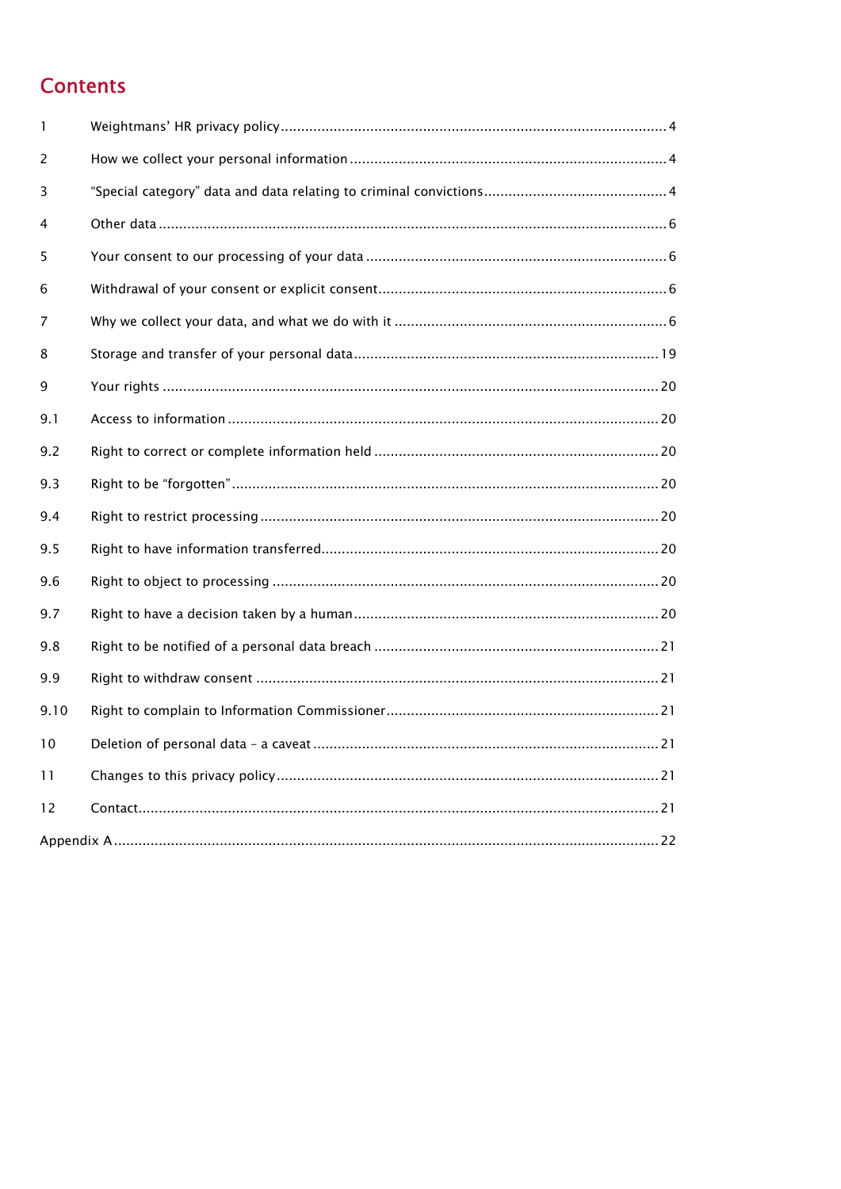# Contents

| | | |
|---|---|---|
| 1 | Weightmans' HR privacy policy | 4 |
| 2 | How we collect your personal information | 4 |
| 3 | "Special category" data and data relating to criminal convictions | 4 |
| 4 | Other data | 6 |
| 5 | Your consent to our processing of your data | 6 |
| 6 | Withdrawal of your consent or explicit consent | 6 |
| 7 | Why we collect your data, and what we do with it | 6 |
| 8 | Storage and transfer of your personal data | 19 |
| 9 | Your rights | 20 |
| 9.1 | Access to information | 20 |
| 9.2 | Right to correct or complete information held | 20 |
| 9.3 | Right to be "forgotten" | 20 |
| 9.4 | Right to restrict processing | 20 |
| 9.5 | Right to have information transferred | 20 |
| 9.6 | Right to object to processing | 20 |
| 9.7 | Right to have a decision taken by a human | 20 |
| 9.8 | Right to be notified of a personal data breach | 21 |
| 9.9 | Right to withdraw consent | 21 |
| 9.10 | Right to complain to Information Commissioner | 21 |
| 10 | Deletion of personal data – a caveat | 21 |
| 11 | Changes to this privacy policy | 21 |
| 12 | Contact | 21 |
| Appendix A | | 22 |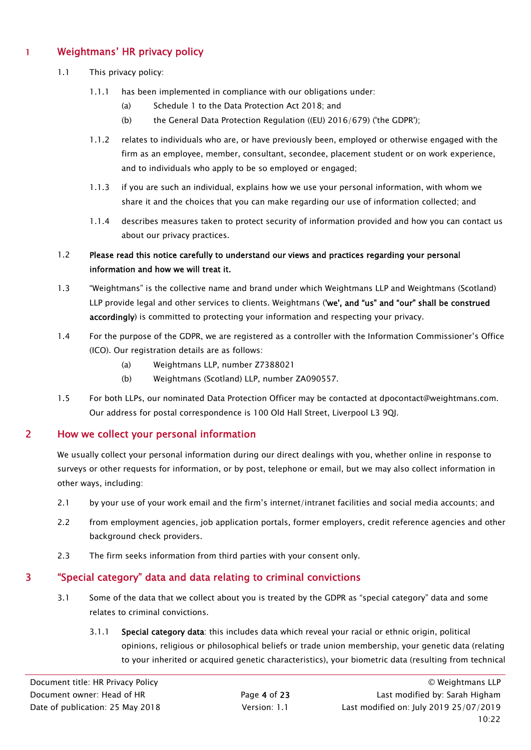## 1 Weightmans' HR privacy policy

1.1 This privacy policy:

1.1.1 has been implemented in compliance with our obligations under:

(a) Schedule 1 to the Data Protection Act 2018; and

(b) the General Data Protection Regulation ((EU) 2016/679) ('the GDPR');

1.1.2 relates to individuals who are, or have previously been, employed or otherwise engaged with the firm as an employee, member, consultant, secondee, placement student or on work experience, and to individuals who apply to be so employed or engaged;

1.1.3 if you are such an individual, explains how we use your personal information, with whom we share it and the choices that you can make regarding our use of information collected; and

1.1.4 describes measures taken to protect security of information provided and how you can contact us about our privacy practices.

1.2 **Please read this notice carefully to understand our views and practices regarding your personal information and how we will treat it.**

1.3 "Weightmans" is the collective name and brand under which Weightmans LLP and Weightmans (Scotland) LLP provide legal and other services to clients. Weightmans (**'we', and "us" and "our" shall be construed accordingly**) is committed to protecting your information and respecting your privacy.

1.4 For the purpose of the GDPR, we are registered as a controller with the Information Commissioner's Office (ICO). Our registration details are as follows:

(a) Weightmans LLP, number Z7388021

(b) Weightmans (Scotland) LLP, number ZA090557.

1.5 For both LLPs, our nominated Data Protection Officer may be contacted at dpocontact@weightmans.com. Our address for postal correspondence is 100 Old Hall Street, Liverpool L3 9QJ.

## 2 How we collect your personal information

We usually collect your personal information during our direct dealings with you, whether online in response to surveys or other requests for information, or by post, telephone or email, but we may also collect information in other ways, including:

2.1 by your use of your work email and the firm's internet/intranet facilities and social media accounts; and

2.2 from employment agencies, job application portals, former employers, credit reference agencies and other background check providers.

2.3 The firm seeks information from third parties with your consent only.

## 3 "Special category" data and data relating to criminal convictions

3.1 Some of the data that we collect about you is treated by the GDPR as "special category" data and some relates to criminal convictions.

3.1.1 **Special category data**: this includes data which reveal your racial or ethnic origin, political opinions, religious or philosophical beliefs or trade union membership, your genetic data (relating to your inherited or acquired genetic characteristics), your biometric data (resulting from technical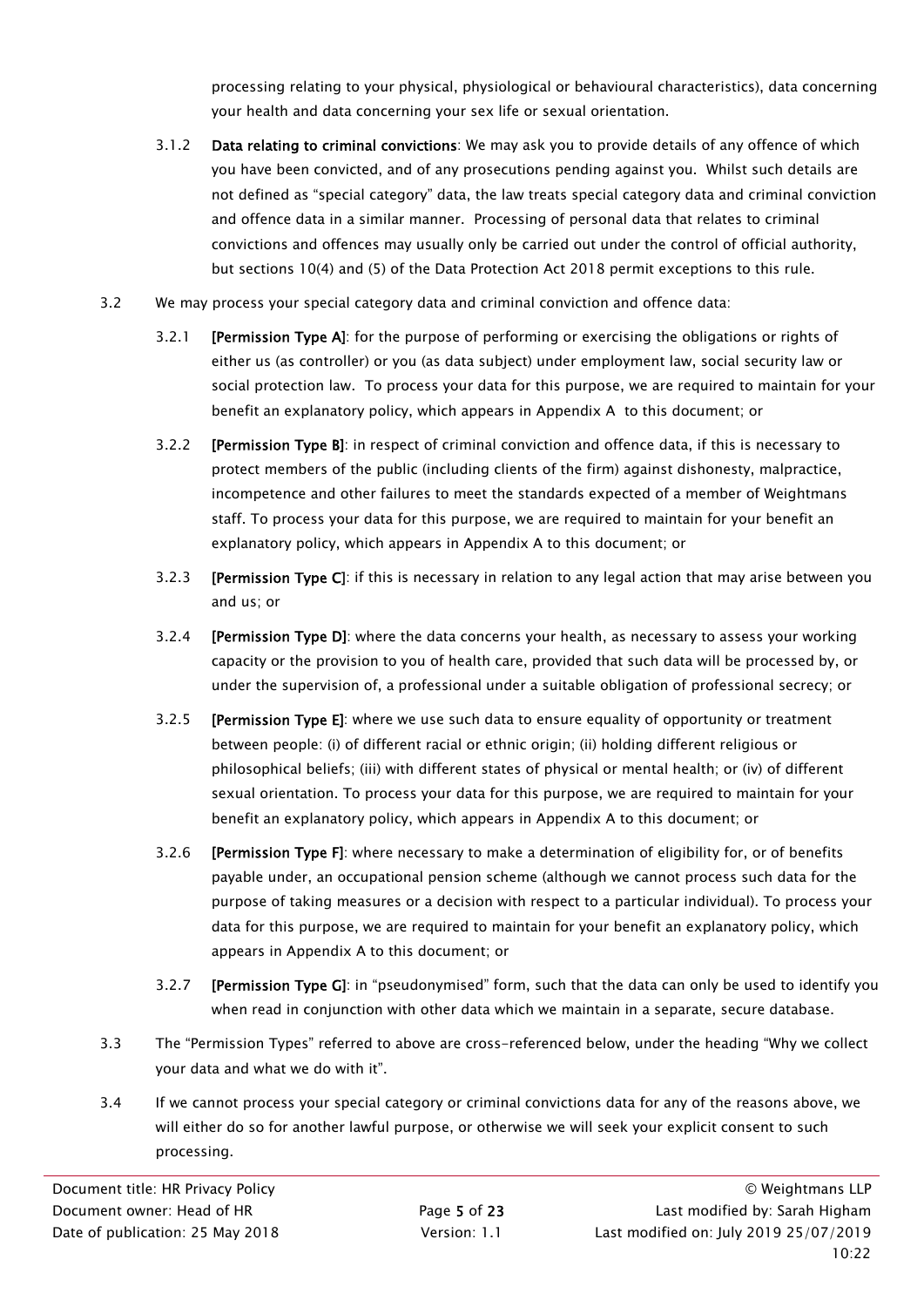processing relating to your physical, physiological or behavioural characteristics), data concerning your health and data concerning your sex life or sexual orientation.

3.1.2 **Data relating to criminal convictions**: We may ask you to provide details of any offence of which you have been convicted, and of any prosecutions pending against you. Whilst such details are not defined as "special category" data, the law treats special category data and criminal conviction and offence data in a similar manner. Processing of personal data that relates to criminal convictions and offences may usually only be carried out under the control of official authority, but sections 10(4) and (5) of the Data Protection Act 2018 permit exceptions to this rule.

3.2 We may process your special category data and criminal conviction and offence data:

3.2.1 **[Permission Type A]**: for the purpose of performing or exercising the obligations or rights of either us (as controller) or you (as data subject) under employment law, social security law or social protection law. To process your data for this purpose, we are required to maintain for your benefit an explanatory policy, which appears in Appendix A to this document; or

3.2.2 **[Permission Type B]**: in respect of criminal conviction and offence data, if this is necessary to protect members of the public (including clients of the firm) against dishonesty, malpractice, incompetence and other failures to meet the standards expected of a member of Weightmans staff. To process your data for this purpose, we are required to maintain for your benefit an explanatory policy, which appears in Appendix A to this document; or

3.2.3 **[Permission Type C]**: if this is necessary in relation to any legal action that may arise between you and us; or

3.2.4 **[Permission Type D]**: where the data concerns your health, as necessary to assess your working capacity or the provision to you of health care, provided that such data will be processed by, or under the supervision of, a professional under a suitable obligation of professional secrecy; or

3.2.5 **[Permission Type E]**: where we use such data to ensure equality of opportunity or treatment between people: (i) of different racial or ethnic origin; (ii) holding different religious or philosophical beliefs; (iii) with different states of physical or mental health; or (iv) of different sexual orientation. To process your data for this purpose, we are required to maintain for your benefit an explanatory policy, which appears in Appendix A to this document; or

3.2.6 **[Permission Type F]**: where necessary to make a determination of eligibility for, or of benefits payable under, an occupational pension scheme (although we cannot process such data for the purpose of taking measures or a decision with respect to a particular individual). To process your data for this purpose, we are required to maintain for your benefit an explanatory policy, which appears in Appendix A to this document; or

3.2.7 **[Permission Type G]**: in "pseudonymised" form, such that the data can only be used to identify you when read in conjunction with other data which we maintain in a separate, secure database.

3.3 The "Permission Types" referred to above are cross-referenced below, under the heading "Why we collect your data and what we do with it".

3.4 If we cannot process your special category or criminal convictions data for any of the reasons above, we will either do so for another lawful purpose, or otherwise we will seek your explicit consent to such processing.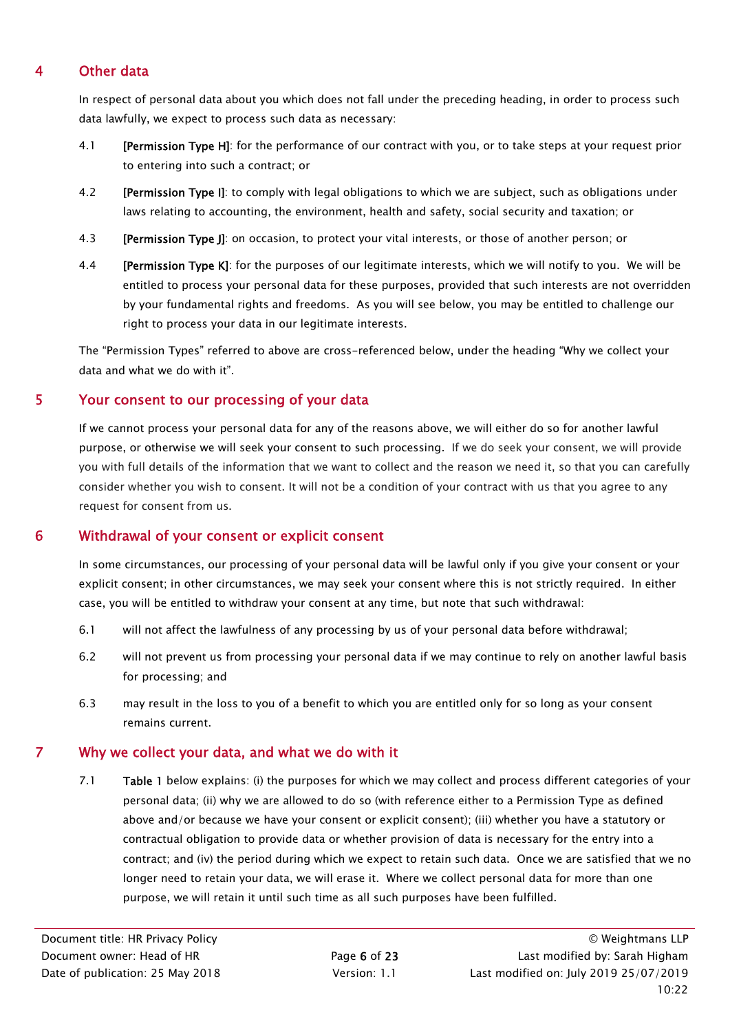## 4 Other data

In respect of personal data about you which does not fall under the preceding heading, in order to process such data lawfully, we expect to process such data as necessary:

4.1 **[Permission Type H]**: for the performance of our contract with you, or to take steps at your request prior to entering into such a contract; or

4.2 **[Permission Type I]**: to comply with legal obligations to which we are subject, such as obligations under laws relating to accounting, the environment, health and safety, social security and taxation; or

4.3 **[Permission Type J]**: on occasion, to protect your vital interests, or those of another person; or

4.4 **[Permission Type K]**: for the purposes of our legitimate interests, which we will notify to you. We will be entitled to process your personal data for these purposes, provided that such interests are not overridden by your fundamental rights and freedoms. As you will see below, you may be entitled to challenge our right to process your data in our legitimate interests.

The "Permission Types" referred to above are cross-referenced below, under the heading "Why we collect your data and what we do with it".

## 5 Your consent to our processing of your data

If we cannot process your personal data for any of the reasons above, we will either do so for another lawful purpose, or otherwise we will seek your consent to such processing. If we do seek your consent, we will provide you with full details of the information that we want to collect and the reason we need it, so that you can carefully consider whether you wish to consent. It will not be a condition of your contract with us that you agree to any request for consent from us.

## 6 Withdrawal of your consent or explicit consent

In some circumstances, our processing of your personal data will be lawful only if you give your consent or your explicit consent; in other circumstances, we may seek your consent where this is not strictly required. In either case, you will be entitled to withdraw your consent at any time, but note that such withdrawal:

6.1 will not affect the lawfulness of any processing by us of your personal data before withdrawal;

6.2 will not prevent us from processing your personal data if we may continue to rely on another lawful basis for processing; and

6.3 may result in the loss to you of a benefit to which you are entitled only for so long as your consent remains current.

## 7 Why we collect your data, and what we do with it

7.1 **Table 1** below explains: (i) the purposes for which we may collect and process different categories of your personal data; (ii) why we are allowed to do so (with reference either to a Permission Type as defined above and/or because we have your consent or explicit consent); (iii) whether you have a statutory or contractual obligation to provide data or whether provision of data is necessary for the entry into a contract; and (iv) the period during which we expect to retain such data. Once we are satisfied that we no longer need to retain your data, we will erase it. Where we collect personal data for more than one purpose, we will retain it until such time as all such purposes have been fulfilled.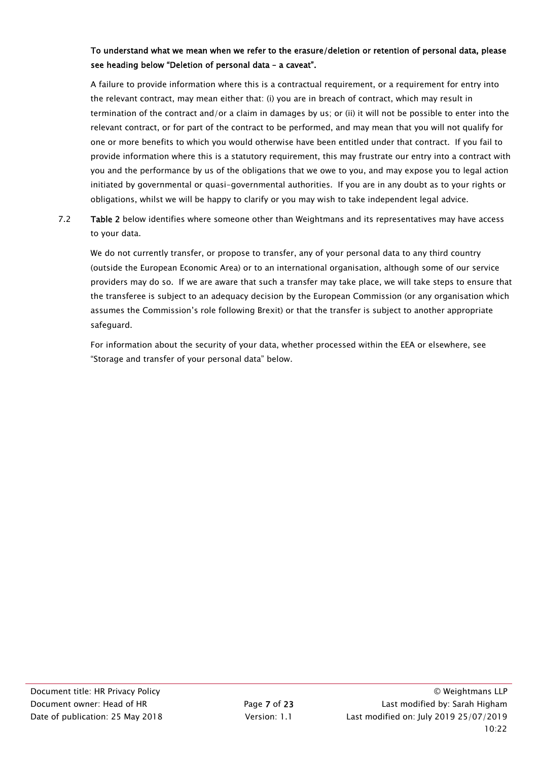**To understand what we mean when we refer to the erasure/deletion or retention of personal data, please see heading below "Deletion of personal data – a caveat".**

A failure to provide information where this is a contractual requirement, or a requirement for entry into the relevant contract, may mean either that: (i) you are in breach of contract, which may result in termination of the contract and/or a claim in damages by us; or (ii) it will not be possible to enter into the relevant contract, or for part of the contract to be performed, and may mean that you will not qualify for one or more benefits to which you would otherwise have been entitled under that contract. If you fail to provide information where this is a statutory requirement, this may frustrate our entry into a contract with you and the performance by us of the obligations that we owe to you, and may expose you to legal action initiated by governmental or quasi-governmental authorities. If you are in any doubt as to your rights or obligations, whilst we will be happy to clarify or you may wish to take independent legal advice.

7.2 **Table 2** below identifies where someone other than Weightmans and its representatives may have access to your data.

We do not currently transfer, or propose to transfer, any of your personal data to any third country (outside the European Economic Area) or to an international organisation, although some of our service providers may do so. If we are aware that such a transfer may take place, we will take steps to ensure that the transferee is subject to an adequacy decision by the European Commission (or any organisation which assumes the Commission's role following Brexit) or that the transfer is subject to another appropriate safeguard.

For information about the security of your data, whether processed within the EEA or elsewhere, see "Storage and transfer of your personal data" below.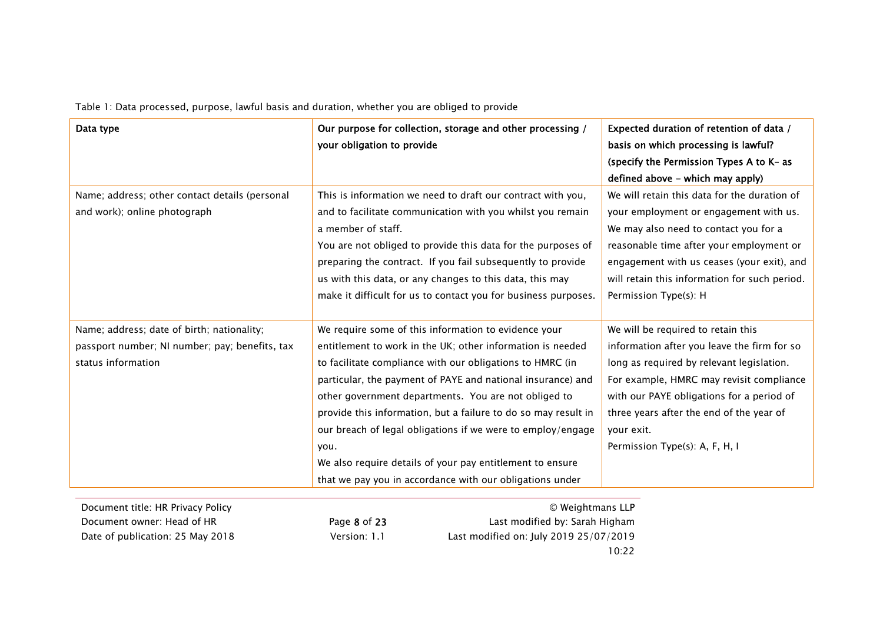Table 1: Data processed, purpose, lawful basis and duration, whether you are obliged to provide

| **Data type** | **Our purpose for collection, storage and other processing / your obligation to provide** | **Expected duration of retention of data / basis on which processing is lawful? (specify the Permission Types A to K– as defined above – which may apply)** |
|---|---|---|
| Name; address; other contact details (personal and work); online photograph | This is information we need to draft our contract with you, and to facilitate communication with you whilst you remain a member of staff.<br>You are not obliged to provide this data for the purposes of preparing the contract. If you fail subsequently to provide us with this data, or any changes to this data, this may make it difficult for us to contact you for business purposes. | We will retain this data for the duration of your employment or engagement with us. We may also need to contact you for a reasonable time after your employment or engagement with us ceases (your exit), and will retain this information for such period.<br>Permission Type(s): H |
| Name; address; date of birth; nationality; passport number; NI number; pay; benefits, tax status information | We require some of this information to evidence your entitlement to work in the UK; other information is needed to facilitate compliance with our obligations to HMRC (in particular, the payment of PAYE and national insurance) and other government departments. You are not obliged to provide this information, but a failure to do so may result in our breach of legal obligations if we were to employ/engage you.<br>We also require details of your pay entitlement to ensure that we pay you in accordance with our obligations under | We will be required to retain this information after you leave the firm for so long as required by relevant legislation. For example, HMRC may revisit compliance with our PAYE obligations for a period of three years after the end of the year of your exit.<br>Permission Type(s): A, F, H, I |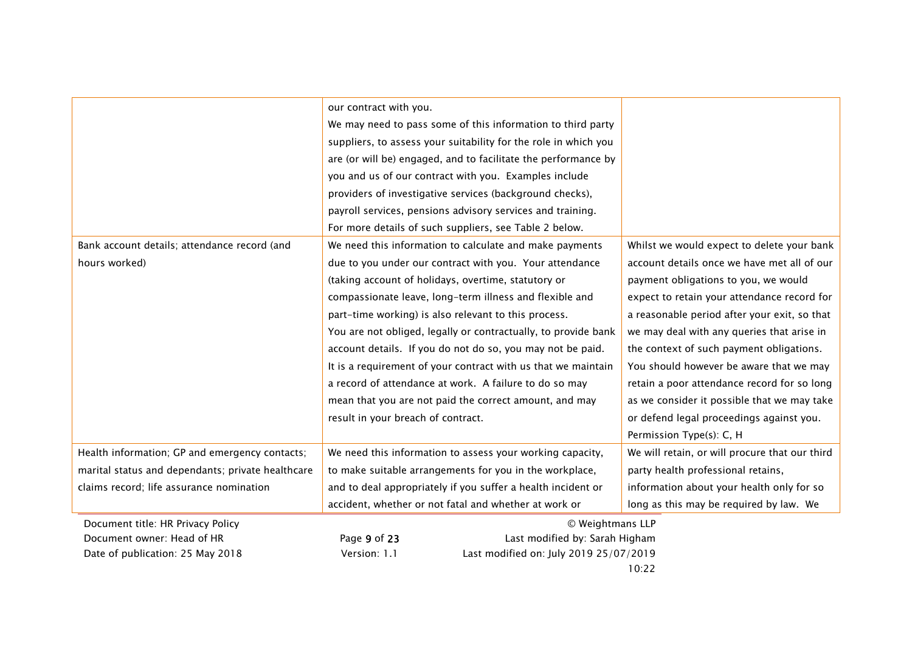| | | |
|---|---|---|
| | our contract with you. We may need to pass some of this information to third party suppliers, to assess your suitability for the role in which you are (or will be) engaged, and to facilitate the performance by you and us of our contract with you. Examples include providers of investigative services (background checks), payroll services, pensions advisory services and training. For more details of such suppliers, see Table 2 below. | |
| Bank account details; attendance record (and hours worked) | We need this information to calculate and make payments due to you under our contract with you. Your attendance (taking account of holidays, overtime, statutory or compassionate leave, long-term illness and flexible and part-time working) is also relevant to this process. You are not obliged, legally or contractually, to provide bank account details. If you do not do so, you may not be paid. It is a requirement of your contract with us that we maintain a record of attendance at work. A failure to do so may mean that you are not paid the correct amount, and may result in your breach of contract. | Whilst we would expect to delete your bank account details once we have met all of our payment obligations to you, we would expect to retain your attendance record for a reasonable period after your exit, so that we may deal with any queries that arise in the context of such payment obligations. You should however be aware that we may retain a poor attendance record for so long as we consider it possible that we may take or defend legal proceedings against you. Permission Type(s): C, H |
| Health information; GP and emergency contacts; marital status and dependants; private healthcare claims record; life assurance nomination | We need this information to assess your working capacity, to make suitable arrangements for you in the workplace, and to deal appropriately if you suffer a health incident or accident, whether or not fatal and whether at work or | We will retain, or will procure that our third party health professional retains, information about your health only for so long as this may be required by law. We |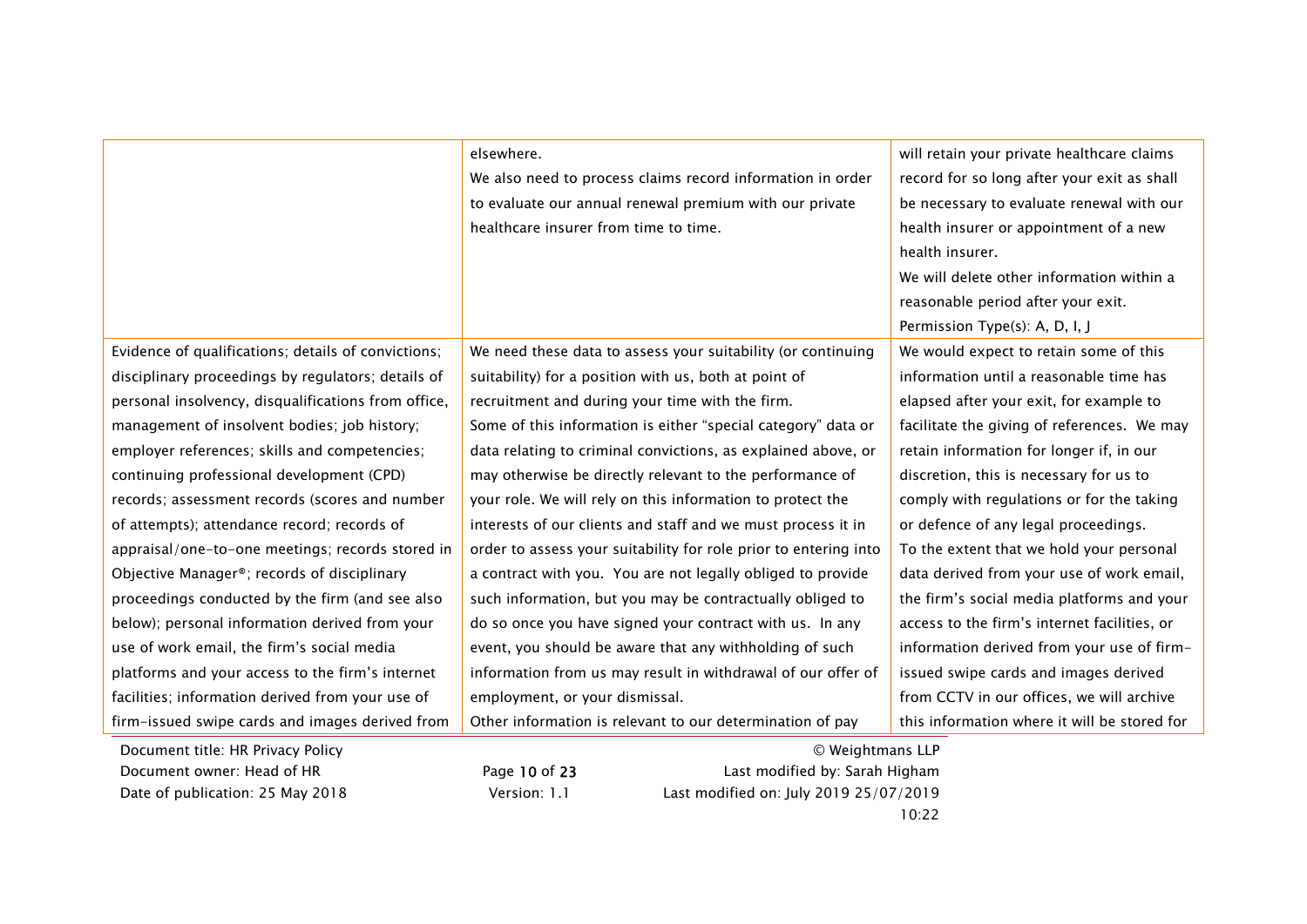| | | |
|---|---|---|
| | elsewhere.<br>We also need to process claims record information in order to evaluate our annual renewal premium with our private healthcare insurer from time to time. | will retain your private healthcare claims record for so long after your exit as shall be necessary to evaluate renewal with our health insurer or appointment of a new health insurer.<br>We will delete other information within a reasonable period after your exit.<br>Permission Type(s): A, D, I, J |
| Evidence of qualifications; details of convictions; disciplinary proceedings by regulators; details of personal insolvency, disqualifications from office, management of insolvent bodies; job history; employer references; skills and competencies; continuing professional development (CPD) records; assessment records (scores and number of attempts); attendance record; records of appraisal/one-to-one meetings; records stored in Objective Manager®; records of disciplinary proceedings conducted by the firm (and see also below); personal information derived from your use of work email, the firm's social media platforms and your access to the firm's internet facilities; information derived from your use of firm-issued swipe cards and images derived from | We need these data to assess your suitability (or continuing suitability) for a position with us, both at point of recruitment and during your time with the firm.<br>Some of this information is either "special category" data or data relating to criminal convictions, as explained above, or may otherwise be directly relevant to the performance of your role. We will rely on this information to protect the interests of our clients and staff and we must process it in order to assess your suitability for role prior to entering into a contract with you. You are not legally obliged to provide such information, but you may be contractually obliged to do so once you have signed your contract with us. In any event, you should be aware that any withholding of such information from us may result in withdrawal of our offer of employment, or your dismissal.<br>Other information is relevant to our determination of pay | We would expect to retain some of this information until a reasonable time has elapsed after your exit, for example to facilitate the giving of references. We may retain information for longer if, in our discretion, this is necessary for us to comply with regulations or for the taking or defence of any legal proceedings.<br>To the extent that we hold your personal data derived from your use of work email, the firm's social media platforms and your access to the firm's internet facilities, or information derived from your use of firm-issued swipe cards and images derived from CCTV in our offices, we will archive this information where it will be stored for |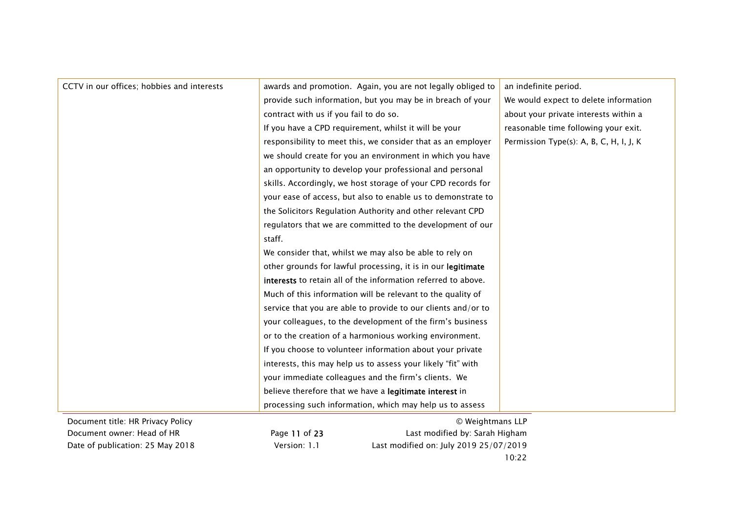| | | |
|---|---|---|
| CCTV in our offices; hobbies and interests | awards and promotion. Again, you are not legally obliged to provide such information, but you may be in breach of your contract with us if you fail to do so.<br>If you have a CPD requirement, whilst it will be your responsibility to meet this, we consider that as an employer we should create for you an environment in which you have an opportunity to develop your professional and personal skills. Accordingly, we host storage of your CPD records for your ease of access, but also to enable us to demonstrate to the Solicitors Regulation Authority and other relevant CPD regulators that we are committed to the development of our staff.<br>We consider that, whilst we may also be able to rely on other grounds for lawful processing, it is in our **legitimate interests** to retain all of the information referred to above. Much of this information will be relevant to the quality of service that you are able to provide to our clients and/or to your colleagues, to the development of the firm's business or to the creation of a harmonious working environment.<br>If you choose to volunteer information about your private interests, this may help us to assess your likely "fit" with your immediate colleagues and the firm's clients. We believe therefore that we have a **legitimate interest** in processing such information, which may help us to assess | an indefinite period.<br>We would expect to delete information about your private interests within a reasonable time following your exit.<br>Permission Type(s): A, B, C, H, I, J, K |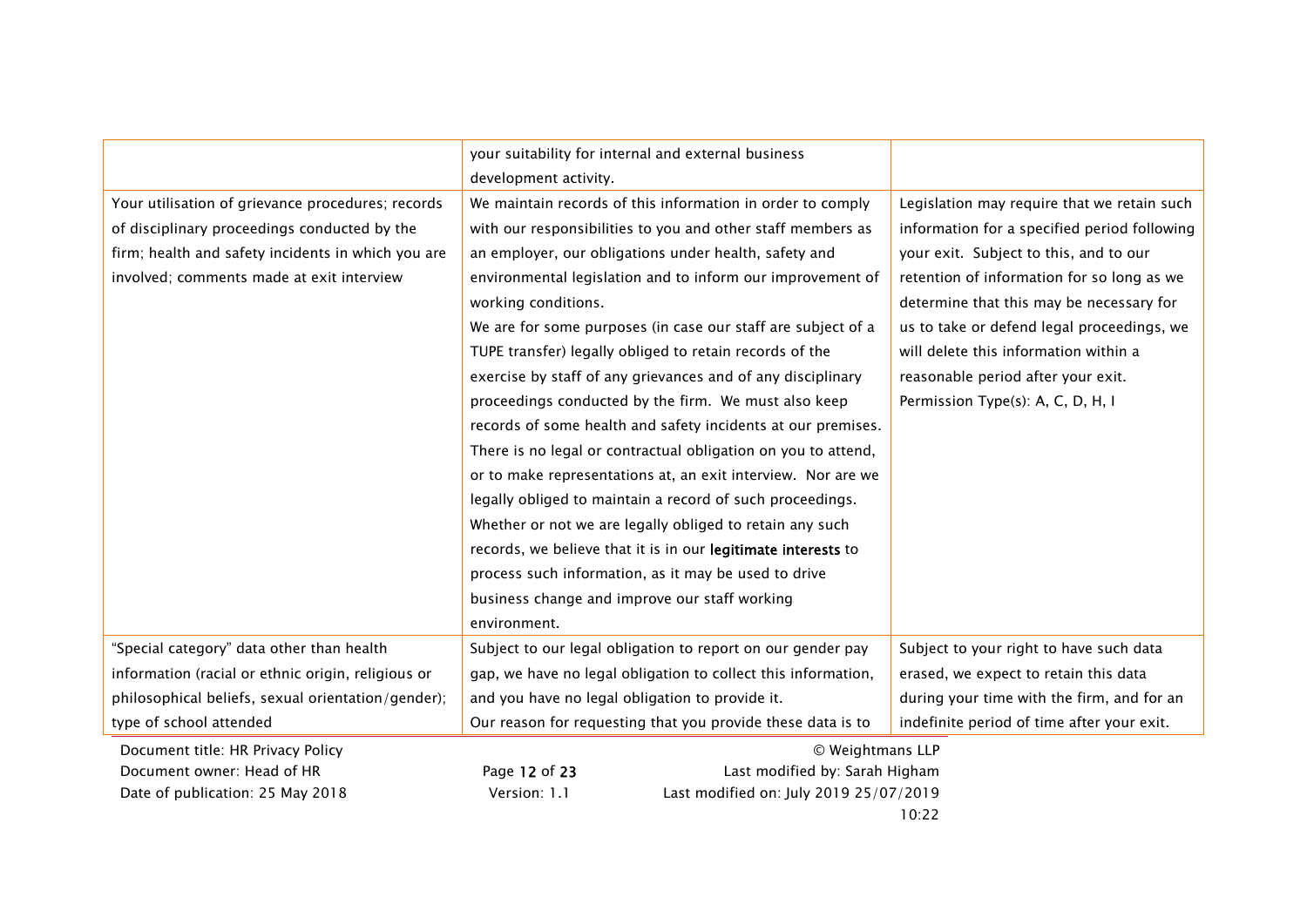| | | |
|---|---|---|
| | your suitability for internal and external business development activity. | |
| Your utilisation of grievance procedures; records of disciplinary proceedings conducted by the firm; health and safety incidents in which you are involved; comments made at exit interview | We maintain records of this information in order to comply with our responsibilities to you and other staff members as an employer, our obligations under health, safety and environmental legislation and to inform our improvement of working conditions.<br>We are for some purposes (in case our staff are subject of a TUPE transfer) legally obliged to retain records of the exercise by staff of any grievances and of any disciplinary proceedings conducted by the firm. We must also keep records of some health and safety incidents at our premises.<br>There is no legal or contractual obligation on you to attend, or to make representations at, an exit interview. Nor are we legally obliged to maintain a record of such proceedings.<br>Whether or not we are legally obliged to retain any such records, we believe that it is in our **legitimate interests** to process such information, as it may be used to drive business change and improve our staff working environment. | Legislation may require that we retain such information for a specified period following your exit. Subject to this, and to our retention of information for so long as we determine that this may be necessary for us to take or defend legal proceedings, we will delete this information within a reasonable period after your exit.<br>Permission Type(s): A, C, D, H, I |
| "Special category" data other than health information (racial or ethnic origin, religious or philosophical beliefs, sexual orientation/gender); type of school attended | Subject to our legal obligation to report on our gender pay gap, we have no legal obligation to collect this information, and you have no legal obligation to provide it.<br>Our reason for requesting that you provide these data is to | Subject to your right to have such data erased, we expect to retain this data during your time with the firm, and for an indefinite period of time after your exit. |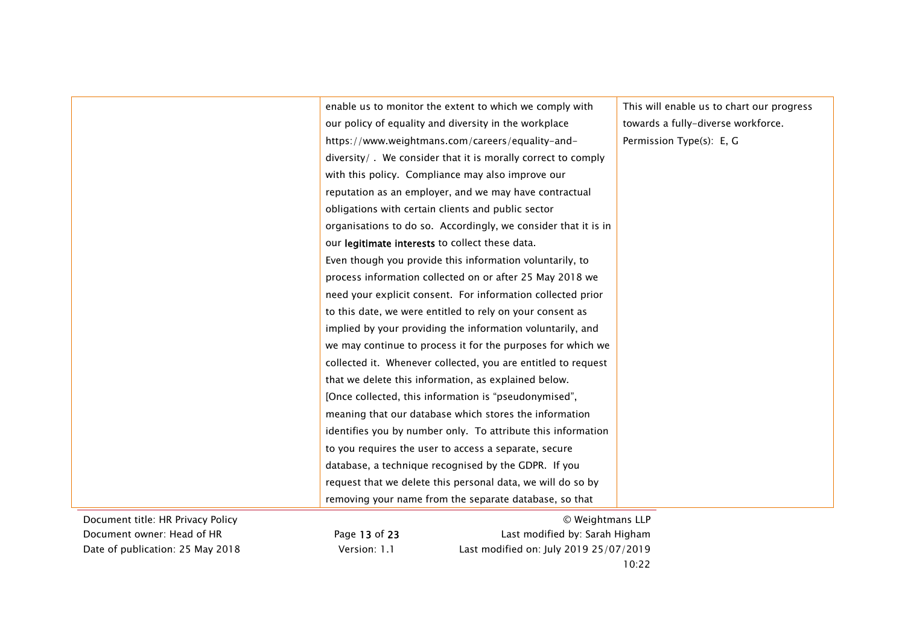| | | |
|---|---|---|
| | enable us to monitor the extent to which we comply with our policy of equality and diversity in the workplace https://www.weightmans.com/careers/equality-and-diversity/ . We consider that it is morally correct to comply with this policy. Compliance may also improve our reputation as an employer, and we may have contractual obligations with certain clients and public sector organisations to do so. Accordingly, we consider that it is in our **legitimate interests** to collect these data.<br>Even though you provide this information voluntarily, to process information collected on or after 25 May 2018 we need your explicit consent. For information collected prior to this date, we were entitled to rely on your consent as implied by your providing the information voluntarily, and we may continue to process it for the purposes for which we collected it. Whenever collected, you are entitled to request that we delete this information, as explained below.<br>[Once collected, this information is "pseudonymised", meaning that our database which stores the information identifies you by number only. To attribute this information to you requires the user to access a separate, secure database, a technique recognised by the GDPR. If you request that we delete this personal data, we will do so by removing your name from the separate database, so that | This will enable us to chart our progress towards a fully-diverse workforce.<br>Permission Type(s): E, G |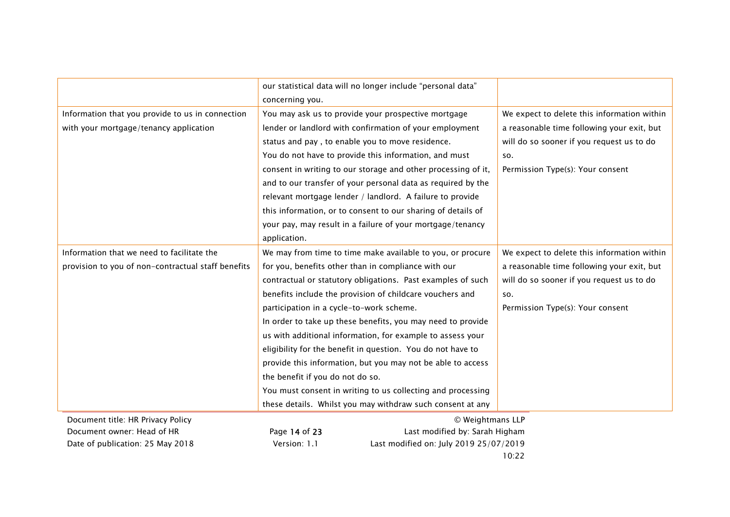| | | |
|---|---|---|
| | our statistical data will no longer include "personal data" concerning you. | |
| Information that you provide to us in connection with your mortgage/tenancy application | You may ask us to provide your prospective mortgage lender or landlord with confirmation of your employment status and pay , to enable you to move residence.<br>You do not have to provide this information, and must consent in writing to our storage and other processing of it, and to our transfer of your personal data as required by the relevant mortgage lender / landlord. A failure to provide this information, or to consent to our sharing of details of your pay, may result in a failure of your mortgage/tenancy application. | We expect to delete this information within a reasonable time following your exit, but will do so sooner if you request us to do so.<br>Permission Type(s): Your consent |
| Information that we need to facilitate the provision to you of non-contractual staff benefits | We may from time to time make available to you, or procure for you, benefits other than in compliance with our contractual or statutory obligations. Past examples of such benefits include the provision of childcare vouchers and participation in a cycle-to-work scheme.<br>In order to take up these benefits, you may need to provide us with additional information, for example to assess your eligibility for the benefit in question. You do not have to provide this information, but you may not be able to access the benefit if you do not do so.<br>You must consent in writing to us collecting and processing these details. Whilst you may withdraw such consent at any | We expect to delete this information within a reasonable time following your exit, but will do so sooner if you request us to do so.<br>Permission Type(s): Your consent |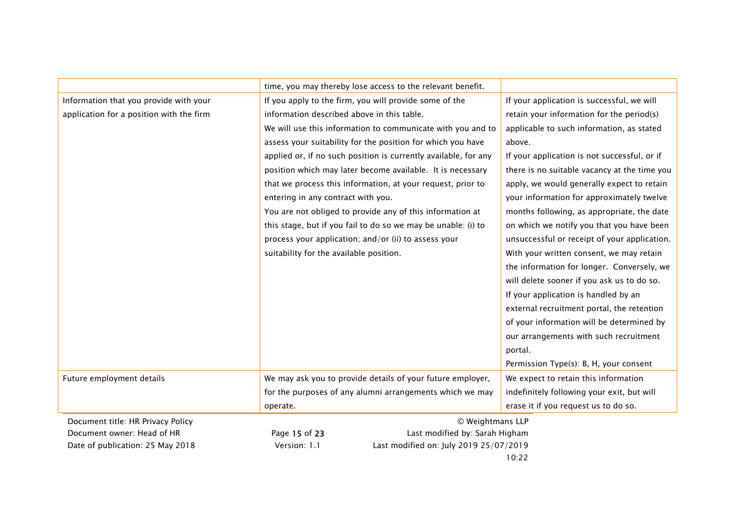| | | |
|---|---|---|
| | time, you may thereby lose access to the relevant benefit. | |
| Information that you provide with your application for a position with the firm | If you apply to the firm, you will provide some of the information described above in this table.<br>We will use this information to communicate with you and to assess your suitability for the position for which you have applied or, if no such position is currently available, for any position which may later become available. It is necessary that we process this information, at your request, prior to entering in any contract with you.<br>You are not obliged to provide any of this information at this stage, but if you fail to do so we may be unable: (i) to process your application; and/or (ii) to assess your suitability for the available position. | If your application is successful, we will retain your information for the period(s) applicable to such information, as stated above.<br>If your application is not successful, or if there is no suitable vacancy at the time you apply, we would generally expect to retain your information for approximately twelve months following, as appropriate, the date on which we notify you that you have been unsuccessful or receipt of your application. With your written consent, we may retain the information for longer. Conversely, we will delete sooner if you ask us to do so.<br>If your application is handled by an external recruitment portal, the retention of your information will be determined by our arrangements with such recruitment portal.<br>Permission Type(s): B, H, your consent |
| Future employment details | We may ask you to provide details of your future employer, for the purposes of any alumni arrangements which we may operate. | We expect to retain this information indefinitely following your exit, but will erase it if you request us to do so. |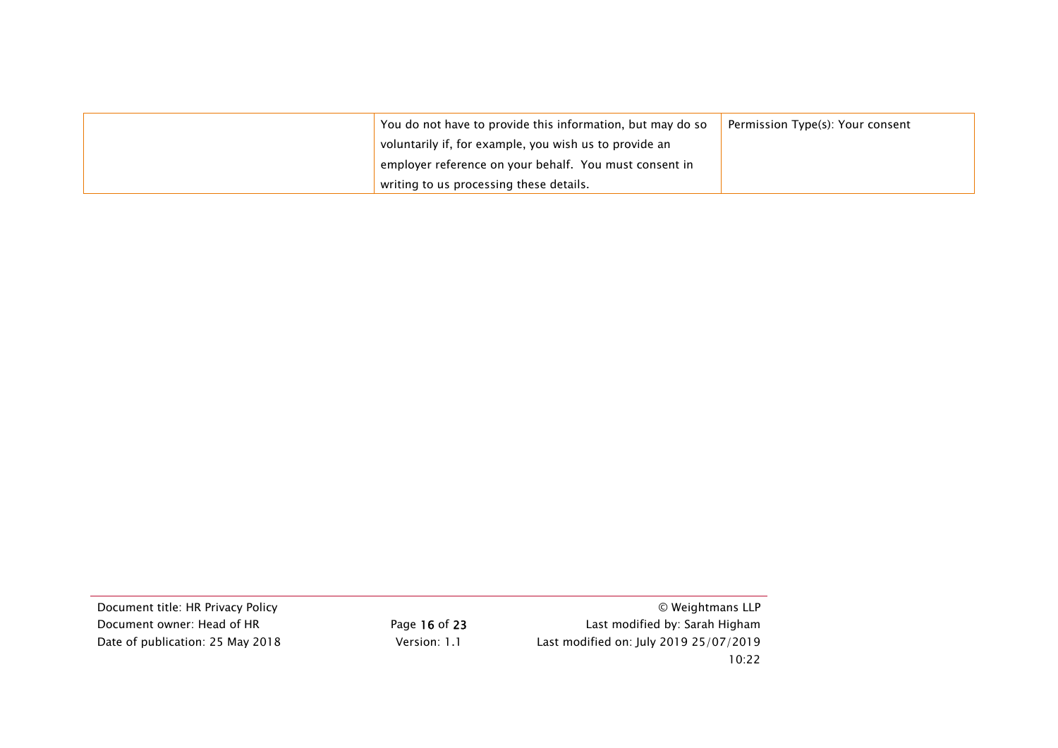| | | |
|---|---|---|
| | You do not have to provide this information, but may do so voluntarily if, for example, you wish us to provide an employer reference on your behalf. You must consent in writing to us processing these details. | Permission Type(s): Your consent |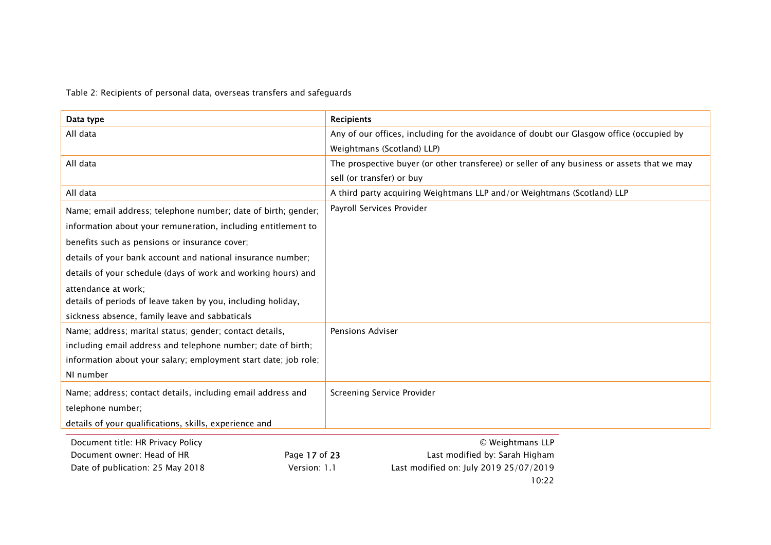Table 2: Recipients of personal data, overseas transfers and safeguards

| Data type | Recipients |
|---|---|
| All data | Any of our offices, including for the avoidance of doubt our Glasgow office (occupied by Weightmans (Scotland) LLP) |
| All data | The prospective buyer (or other transferee) or seller of any business or assets that we may sell (or transfer) or buy |
| All data | A third party acquiring Weightmans LLP and/or Weightmans (Scotland) LLP |
| Name; email address; telephone number; date of birth; gender; information about your remuneration, including entitlement to benefits such as pensions or insurance cover; details of your bank account and national insurance number; details of your schedule (days of work and working hours) and attendance at work; details of periods of leave taken by you, including holiday, sickness absence, family leave and sabbaticals | Payroll Services Provider |
| Name; address; marital status; gender; contact details, including email address and telephone number; date of birth; information about your salary; employment start date; job role; NI number | Pensions Adviser |
| Name; address; contact details, including email address and telephone number; details of your qualifications, skills, experience and | Screening Service Provider |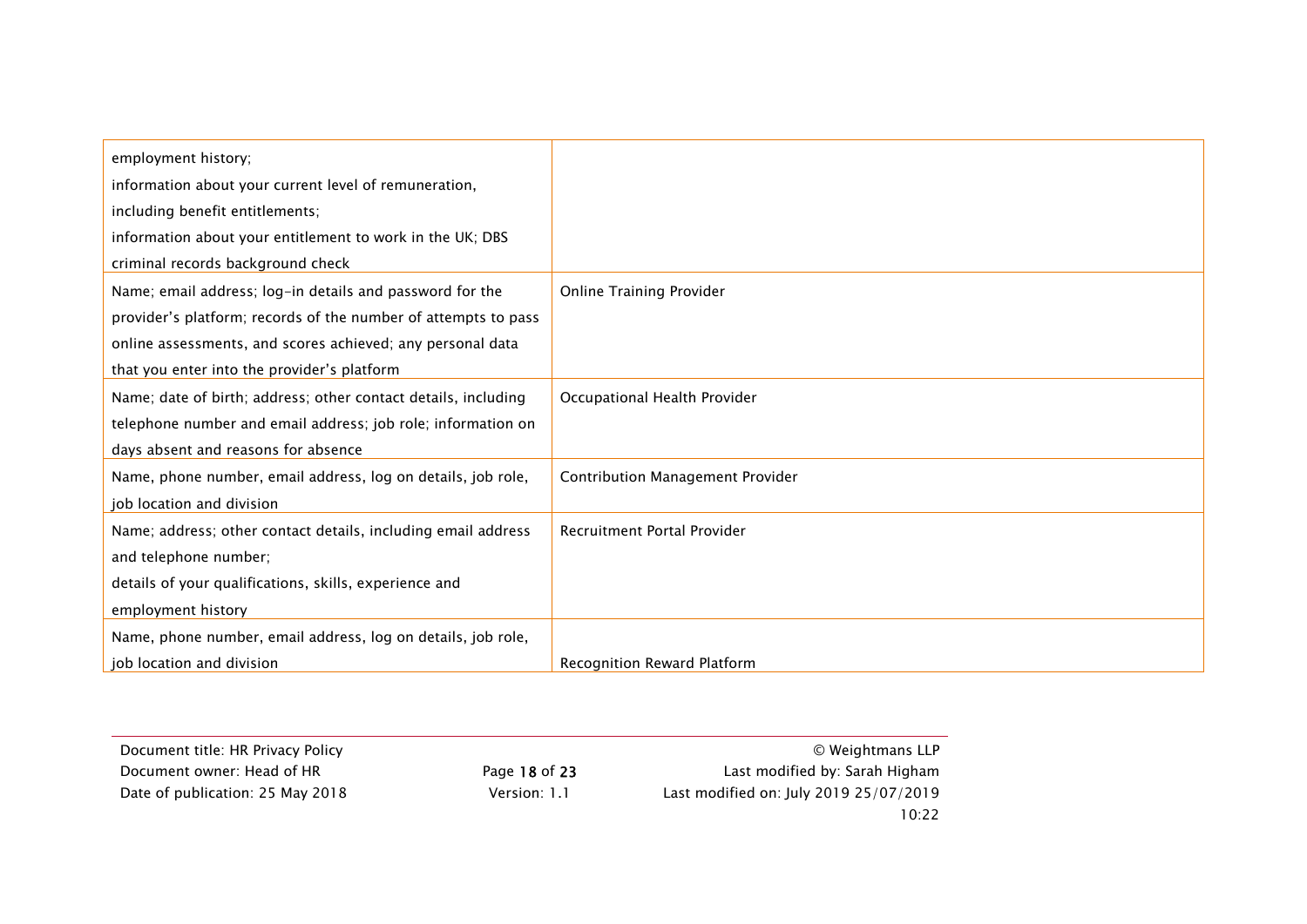| | |
|---|---|
| employment history; information about your current level of remuneration, including benefit entitlements; information about your entitlement to work in the UK; DBS criminal records background check | |
| Name; email address; log-in details and password for the provider's platform; records of the number of attempts to pass online assessments, and scores achieved; any personal data that you enter into the provider's platform | Online Training Provider |
| Name; date of birth; address; other contact details, including telephone number and email address; job role; information on days absent and reasons for absence | Occupational Health Provider |
| Name, phone number, email address, log on details, job role, job location and division | Contribution Management Provider |
| Name; address; other contact details, including email address and telephone number; details of your qualifications, skills, experience and employment history | Recruitment Portal Provider |
| Name, phone number, email address, log on details, job role, job location and division | Recognition Reward Platform |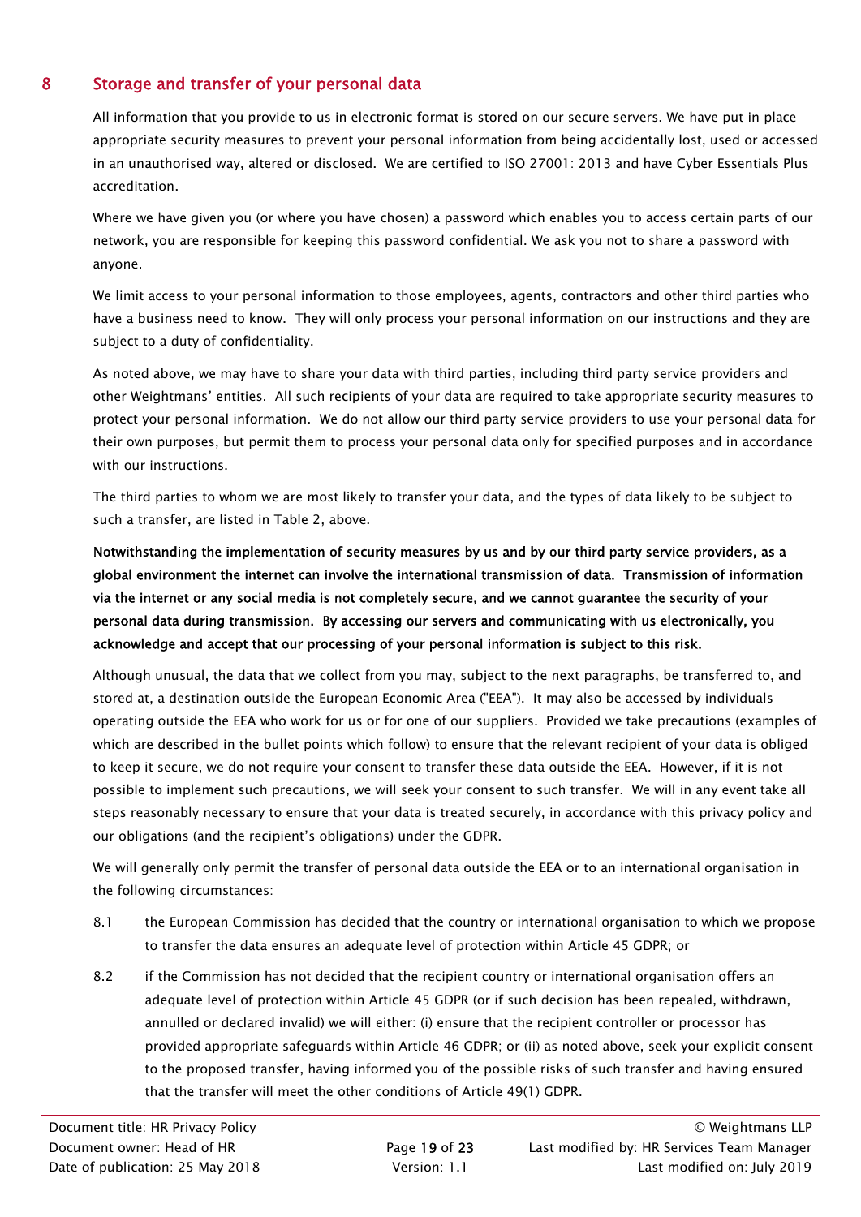## 8 Storage and transfer of your personal data

All information that you provide to us in electronic format is stored on our secure servers. We have put in place appropriate security measures to prevent your personal information from being accidentally lost, used or accessed in an unauthorised way, altered or disclosed. We are certified to ISO 27001: 2013 and have Cyber Essentials Plus accreditation.

Where we have given you (or where you have chosen) a password which enables you to access certain parts of our network, you are responsible for keeping this password confidential. We ask you not to share a password with anyone.

We limit access to your personal information to those employees, agents, contractors and other third parties who have a business need to know. They will only process your personal information on our instructions and they are subject to a duty of confidentiality.

As noted above, we may have to share your data with third parties, including third party service providers and other Weightmans' entities. All such recipients of your data are required to take appropriate security measures to protect your personal information. We do not allow our third party service providers to use your personal data for their own purposes, but permit them to process your personal data only for specified purposes and in accordance with our instructions.

The third parties to whom we are most likely to transfer your data, and the types of data likely to be subject to such a transfer, are listed in Table 2, above.

**Notwithstanding the implementation of security measures by us and by our third party service providers, as a global environment the internet can involve the international transmission of data. Transmission of information via the internet or any social media is not completely secure, and we cannot guarantee the security of your personal data during transmission. By accessing our servers and communicating with us electronically, you acknowledge and accept that our processing of your personal information is subject to this risk.**

Although unusual, the data that we collect from you may, subject to the next paragraphs, be transferred to, and stored at, a destination outside the European Economic Area ("EEA"). It may also be accessed by individuals operating outside the EEA who work for us or for one of our suppliers. Provided we take precautions (examples of which are described in the bullet points which follow) to ensure that the relevant recipient of your data is obliged to keep it secure, we do not require your consent to transfer these data outside the EEA. However, if it is not possible to implement such precautions, we will seek your consent to such transfer. We will in any event take all steps reasonably necessary to ensure that your data is treated securely, in accordance with this privacy policy and our obligations (and the recipient's obligations) under the GDPR.

We will generally only permit the transfer of personal data outside the EEA or to an international organisation in the following circumstances:

8.1 the European Commission has decided that the country or international organisation to which we propose to transfer the data ensures an adequate level of protection within Article 45 GDPR; or

8.2 if the Commission has not decided that the recipient country or international organisation offers an adequate level of protection within Article 45 GDPR (or if such decision has been repealed, withdrawn, annulled or declared invalid) we will either: (i) ensure that the recipient controller or processor has provided appropriate safeguards within Article 46 GDPR; or (ii) as noted above, seek your explicit consent to the proposed transfer, having informed you of the possible risks of such transfer and having ensured that the transfer will meet the other conditions of Article 49(1) GDPR.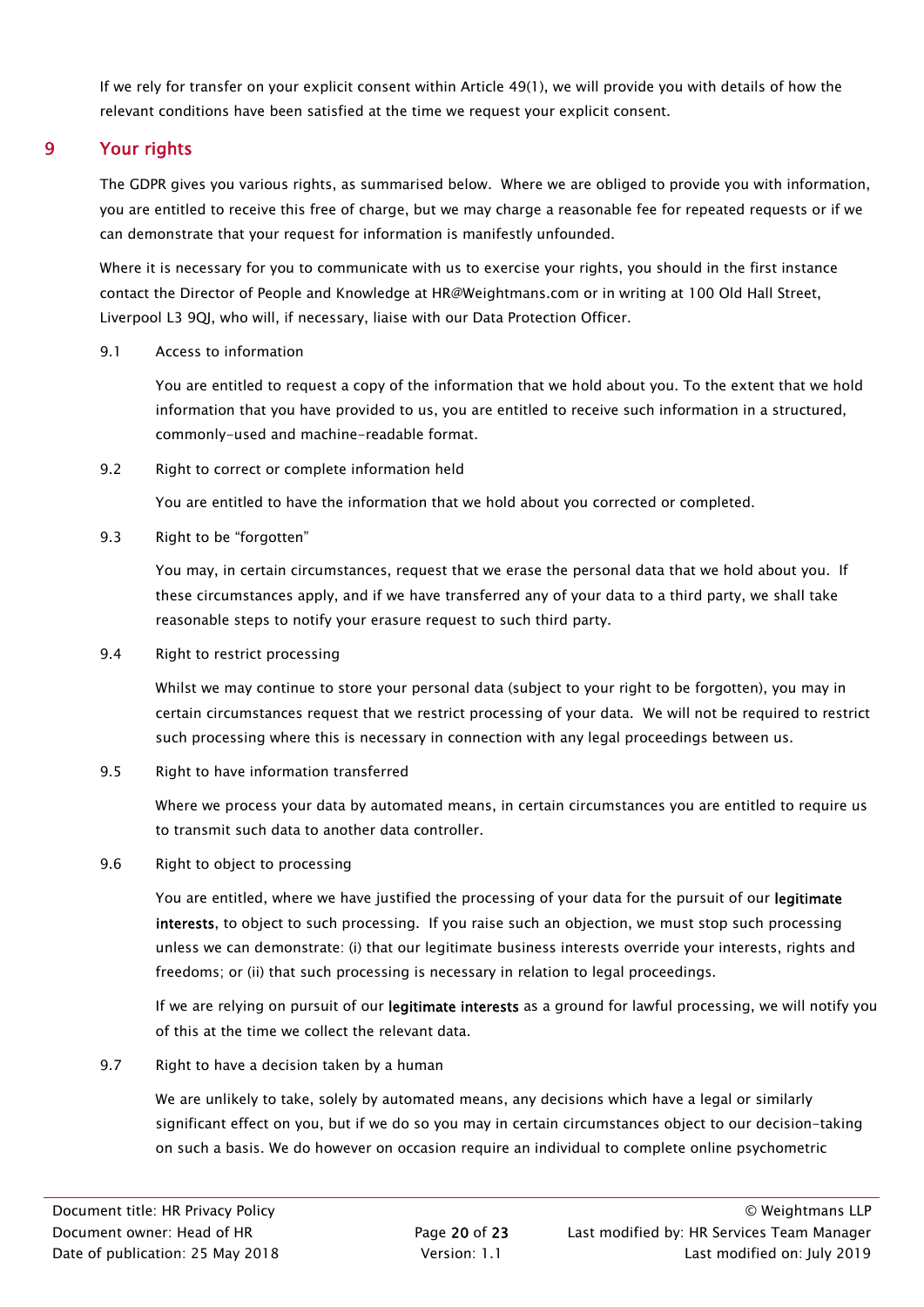If we rely for transfer on your explicit consent within Article 49(1), we will provide you with details of how the relevant conditions have been satisfied at the time we request your explicit consent.

## 9 Your rights

The GDPR gives you various rights, as summarised below. Where we are obliged to provide you with information, you are entitled to receive this free of charge, but we may charge a reasonable fee for repeated requests or if we can demonstrate that your request for information is manifestly unfounded.

Where it is necessary for you to communicate with us to exercise your rights, you should in the first instance contact the Director of People and Knowledge at HR@Weightmans.com or in writing at 100 Old Hall Street, Liverpool L3 9QJ, who will, if necessary, liaise with our Data Protection Officer.

### 9.1 Access to information

You are entitled to request a copy of the information that we hold about you. To the extent that we hold information that you have provided to us, you are entitled to receive such information in a structured, commonly-used and machine-readable format.

### 9.2 Right to correct or complete information held

You are entitled to have the information that we hold about you corrected or completed.

### 9.3 Right to be "forgotten"

You may, in certain circumstances, request that we erase the personal data that we hold about you. If these circumstances apply, and if we have transferred any of your data to a third party, we shall take reasonable steps to notify your erasure request to such third party.

### 9.4 Right to restrict processing

Whilst we may continue to store your personal data (subject to your right to be forgotten), you may in certain circumstances request that we restrict processing of your data. We will not be required to restrict such processing where this is necessary in connection with any legal proceedings between us.

### 9.5 Right to have information transferred

Where we process your data by automated means, in certain circumstances you are entitled to require us to transmit such data to another data controller.

### 9.6 Right to object to processing

You are entitled, where we have justified the processing of your data for the pursuit of our **legitimate interests**, to object to such processing. If you raise such an objection, we must stop such processing unless we can demonstrate: (i) that our legitimate business interests override your interests, rights and freedoms; or (ii) that such processing is necessary in relation to legal proceedings.

If we are relying on pursuit of our **legitimate interests** as a ground for lawful processing, we will notify you of this at the time we collect the relevant data.

### 9.7 Right to have a decision taken by a human

We are unlikely to take, solely by automated means, any decisions which have a legal or similarly significant effect on you, but if we do so you may in certain circumstances object to our decision-taking on such a basis. We do however on occasion require an individual to complete online psychometric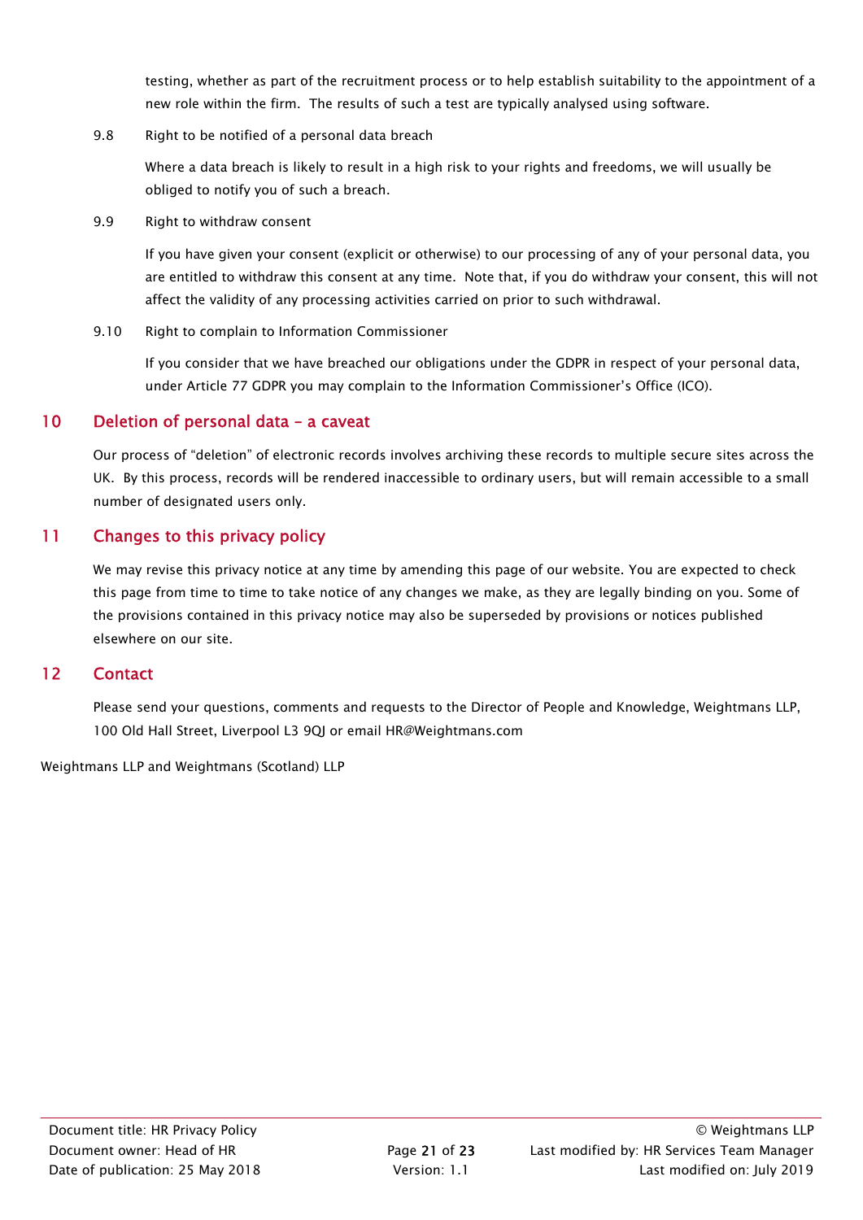testing, whether as part of the recruitment process or to help establish suitability to the appointment of a new role within the firm. The results of such a test are typically analysed using software.

9.8 Right to be notified of a personal data breach

Where a data breach is likely to result in a high risk to your rights and freedoms, we will usually be obliged to notify you of such a breach.

9.9 Right to withdraw consent

If you have given your consent (explicit or otherwise) to our processing of any of your personal data, you are entitled to withdraw this consent at any time. Note that, if you do withdraw your consent, this will not affect the validity of any processing activities carried on prior to such withdrawal.

9.10 Right to complain to Information Commissioner

If you consider that we have breached our obligations under the GDPR in respect of your personal data, under Article 77 GDPR you may complain to the Information Commissioner's Office (ICO).

## 10 Deletion of personal data – a caveat

Our process of "deletion" of electronic records involves archiving these records to multiple secure sites across the UK. By this process, records will be rendered inaccessible to ordinary users, but will remain accessible to a small number of designated users only.

## 11 Changes to this privacy policy

We may revise this privacy notice at any time by amending this page of our website. You are expected to check this page from time to time to take notice of any changes we make, as they are legally binding on you. Some of the provisions contained in this privacy notice may also be superseded by provisions or notices published elsewhere on our site.

## 12 Contact

Please send your questions, comments and requests to the Director of People and Knowledge, Weightmans LLP, 100 Old Hall Street, Liverpool L3 9QJ or email HR@Weightmans.com

Weightmans LLP and Weightmans (Scotland) LLP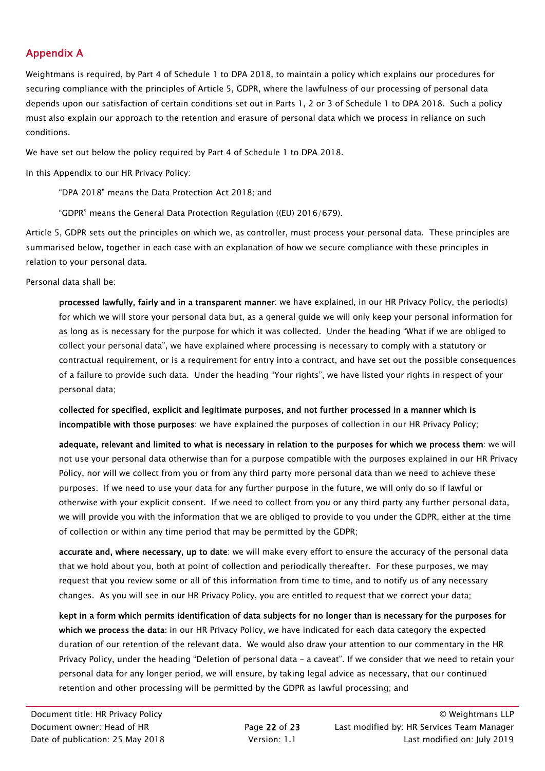## Appendix A

Weightmans is required, by Part 4 of Schedule 1 to DPA 2018, to maintain a policy which explains our procedures for securing compliance with the principles of Article 5, GDPR, where the lawfulness of our processing of personal data depends upon our satisfaction of certain conditions set out in Parts 1, 2 or 3 of Schedule 1 to DPA 2018. Such a policy must also explain our approach to the retention and erasure of personal data which we process in reliance on such conditions.

We have set out below the policy required by Part 4 of Schedule 1 to DPA 2018.

In this Appendix to our HR Privacy Policy:

> "DPA 2018" means the Data Protection Act 2018; and
>
> "GDPR" means the General Data Protection Regulation ((EU) 2016/679).

Article 5, GDPR sets out the principles on which we, as controller, must process your personal data. These principles are summarised below, together in each case with an explanation of how we secure compliance with these principles in relation to your personal data.

Personal data shall be:

> **processed lawfully, fairly and in a transparent manner**: we have explained, in our HR Privacy Policy, the period(s) for which we will store your personal data but, as a general guide we will only keep your personal information for as long as is necessary for the purpose for which it was collected. Under the heading "What if we are obliged to collect your personal data", we have explained where processing is necessary to comply with a statutory or contractual requirement, or is a requirement for entry into a contract, and have set out the possible consequences of a failure to provide such data. Under the heading "Your rights", we have listed your rights in respect of your personal data;
>
> **collected for specified, explicit and legitimate purposes, and not further processed in a manner which is incompatible with those purposes**: we have explained the purposes of collection in our HR Privacy Policy;
>
> **adequate, relevant and limited to what is necessary in relation to the purposes for which we process them**: we will not use your personal data otherwise than for a purpose compatible with the purposes explained in our HR Privacy Policy, nor will we collect from you or from any third party more personal data than we need to achieve these purposes. If we need to use your data for any further purpose in the future, we will only do so if lawful or otherwise with your explicit consent. If we need to collect from you or any third party any further personal data, we will provide you with the information that we are obliged to provide to you under the GDPR, either at the time of collection or within any time period that may be permitted by the GDPR;
>
> **accurate and, where necessary, up to date**: we will make every effort to ensure the accuracy of the personal data that we hold about you, both at point of collection and periodically thereafter. For these purposes, we may request that you review some or all of this information from time to time, and to notify us of any necessary changes. As you will see in our HR Privacy Policy, you are entitled to request that we correct your data;
>
> **kept in a form which permits identification of data subjects for no longer than is necessary for the purposes for which we process the data**: in our HR Privacy Policy, we have indicated for each data category the expected duration of our retention of the relevant data. We would also draw your attention to our commentary in the HR Privacy Policy, under the heading "Deletion of personal data – a caveat". If we consider that we need to retain your personal data for any longer period, we will ensure, by taking legal advice as necessary, that our continued retention and other processing will be permitted by the GDPR as lawful processing; and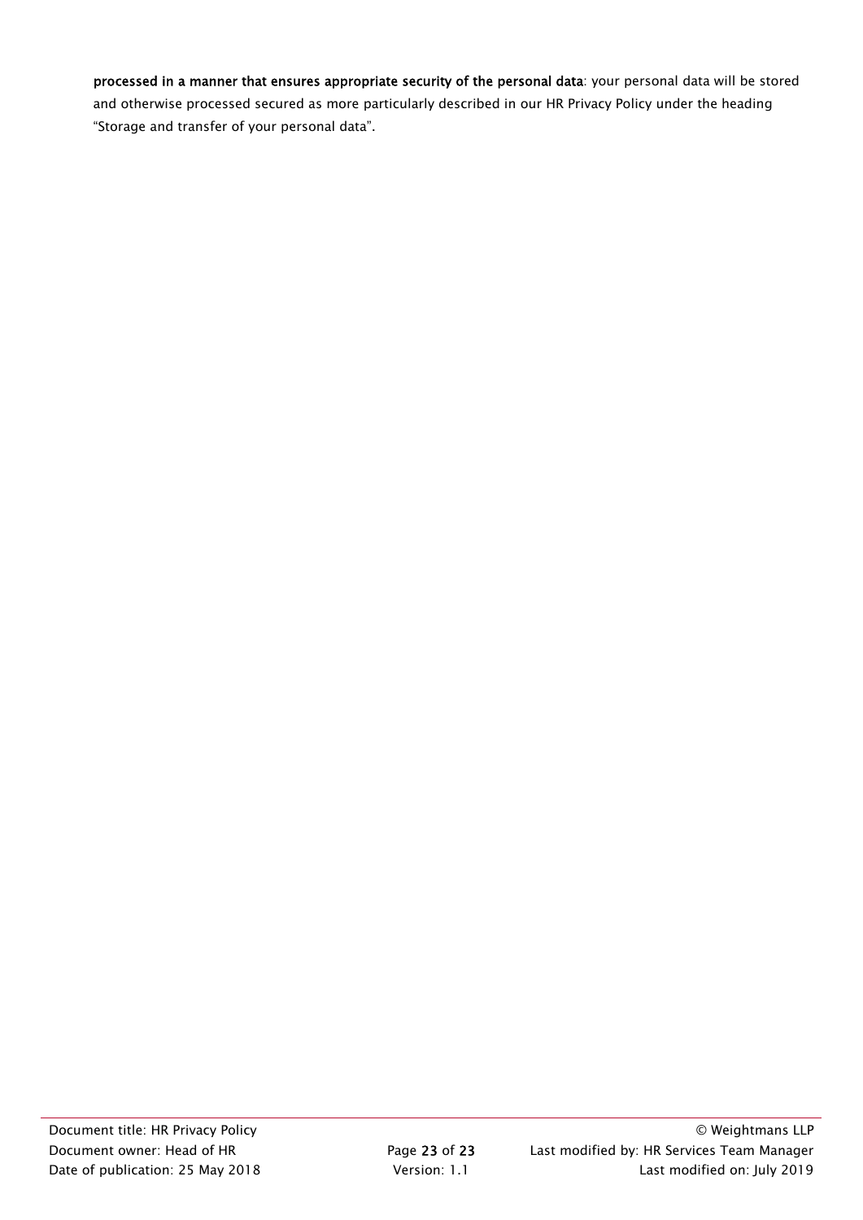**processed in a manner that ensures appropriate security of the personal data**: your personal data will be stored and otherwise processed secured as more particularly described in our HR Privacy Policy under the heading "Storage and transfer of your personal data".